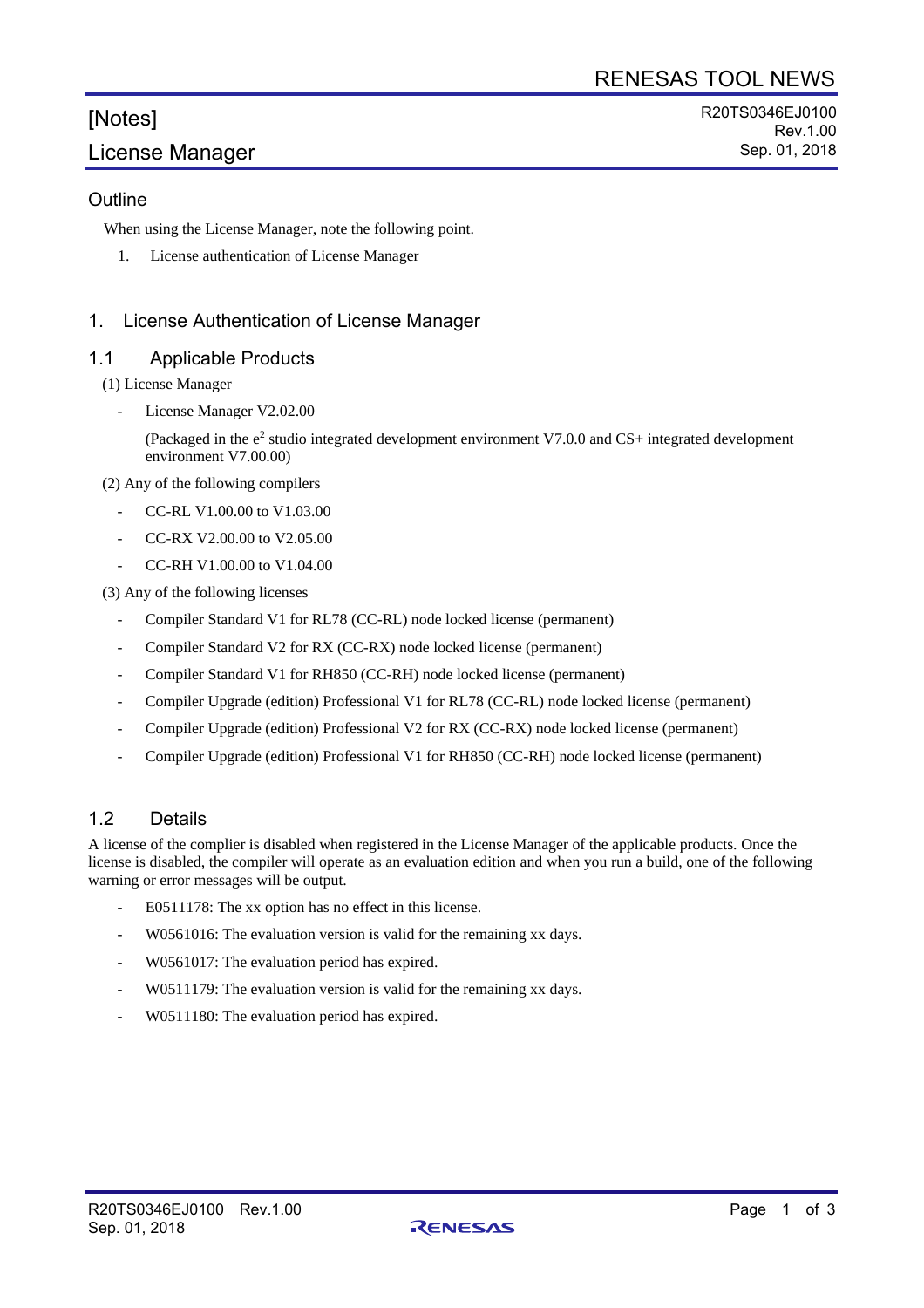RENESAS TOOL NEWS

# [Notes]
# License Manager

R20TS0346EJ0100
Rev.1.00
Sep. 01, 2018

## Outline

When using the License Manager, note the following point.

1. License authentication of License Manager

## 1. License Authentication of License Manager

### 1.1 Applicable Products

(1) License Manager

- License Manager V2.02.00

  (Packaged in the $e^2$ studio integrated development environment V7.0.0 and CS+ integrated development environment V7.00.00)

(2) Any of the following compilers

- CC-RL V1.00.00 to V1.03.00
- CC-RX V2.00.00 to V2.05.00
- CC-RH V1.00.00 to V1.04.00

(3) Any of the following licenses

- Compiler Standard V1 for RL78 (CC-RL) node locked license (permanent)
- Compiler Standard V2 for RX (CC-RX) node locked license (permanent)
- Compiler Standard V1 for RH850 (CC-RH) node locked license (permanent)
- Compiler Upgrade (edition) Professional V1 for RL78 (CC-RL) node locked license (permanent)
- Compiler Upgrade (edition) Professional V2 for RX (CC-RX) node locked license (permanent)
- Compiler Upgrade (edition) Professional V1 for RH850 (CC-RH) node locked license (permanent)

### 1.2 Details

A license of the complier is disabled when registered in the License Manager of the applicable products. Once the license is disabled, the compiler will operate as an evaluation edition and when you run a build, one of the following warning or error messages will be output.

- E0511178: The xx option has no effect in this license.
- W0561016: The evaluation version is valid for the remaining xx days.
- W0561017: The evaluation period has expired.
- W0511179: The evaluation version is valid for the remaining xx days.
- W0511180: The evaluation period has expired.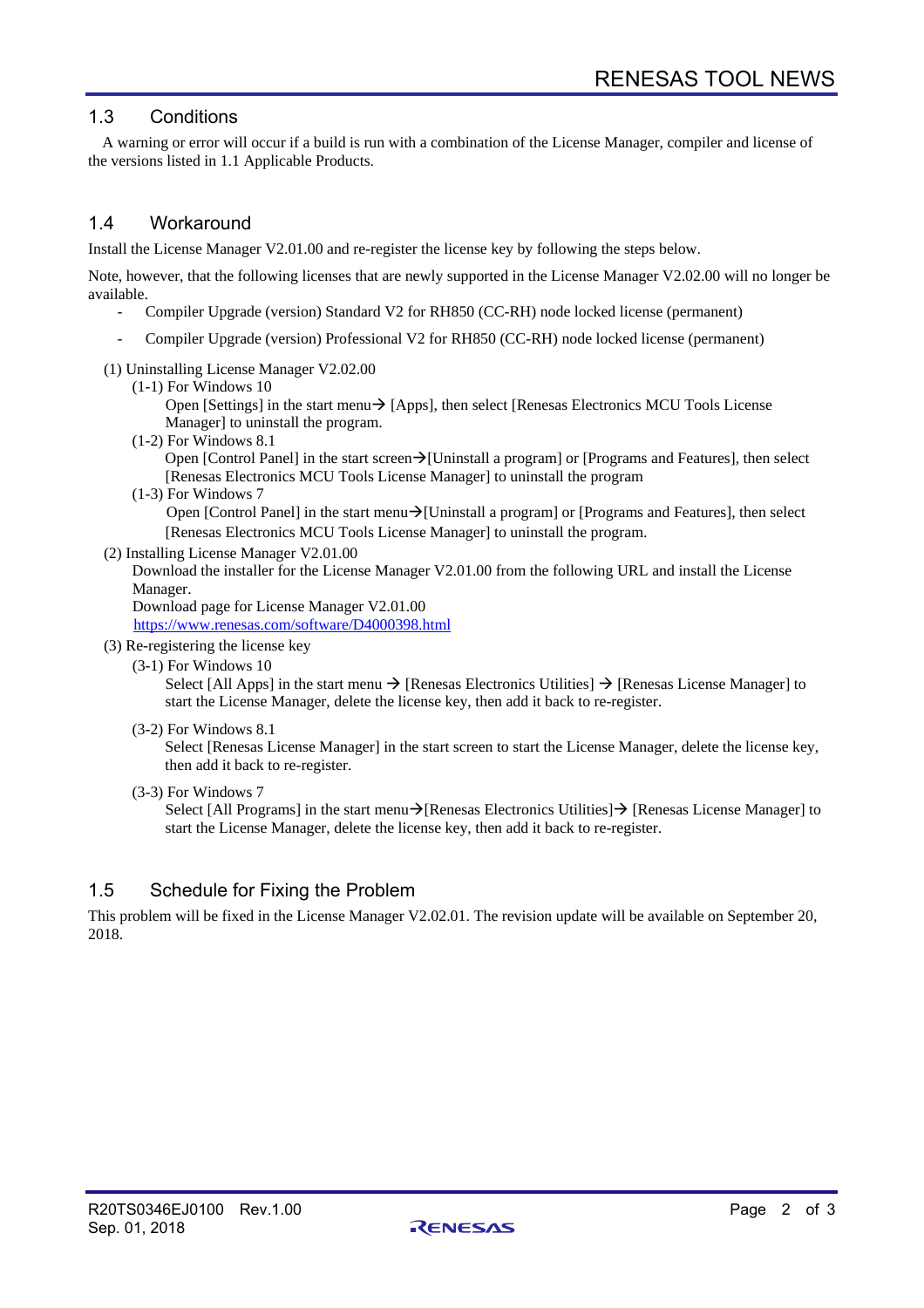## 1.3 Conditions

A warning or error will occur if a build is run with a combination of the License Manager, compiler and license of the versions listed in 1.1 Applicable Products.

## 1.4 Workaround

Install the License Manager V2.01.00 and re-register the license key by following the steps below.

Note, however, that the following licenses that are newly supported in the License Manager V2.02.00 will no longer be available.

- Compiler Upgrade (version) Standard V2 for RH850 (CC-RH) node locked license (permanent)
- Compiler Upgrade (version) Professional V2 for RH850 (CC-RH) node locked license (permanent)

(1) Uninstalling License Manager V2.02.00

(1-1) For Windows 10

Open [Settings] in the start menu→ [Apps], then select [Renesas Electronics MCU Tools License Manager] to uninstall the program.

(1-2) For Windows 8.1

Open [Control Panel] in the start screen→[Uninstall a program] or [Programs and Features], then select [Renesas Electronics MCU Tools License Manager] to uninstall the program

(1-3) For Windows 7

Open [Control Panel] in the start menu→[Uninstall a program] or [Programs and Features], then select [Renesas Electronics MCU Tools License Manager] to uninstall the program.

(2) Installing License Manager V2.01.00

Download the installer for the License Manager V2.01.00 from the following URL and install the License Manager.

Download page for License Manager V2.01.00

https://www.renesas.com/software/D4000398.html

(3) Re-registering the license key

(3-1) For Windows 10

Select [All Apps] in the start menu → [Renesas Electronics Utilities] → [Renesas License Manager] to start the License Manager, delete the license key, then add it back to re-register.

(3-2) For Windows 8.1

Select [Renesas License Manager] in the start screen to start the License Manager, delete the license key, then add it back to re-register.

(3-3) For Windows 7

Select [All Programs] in the start menu→[Renesas Electronics Utilities]→ [Renesas License Manager] to start the License Manager, delete the license key, then add it back to re-register.

## 1.5 Schedule for Fixing the Problem

This problem will be fixed in the License Manager V2.02.01. The revision update will be available on September 20, 2018.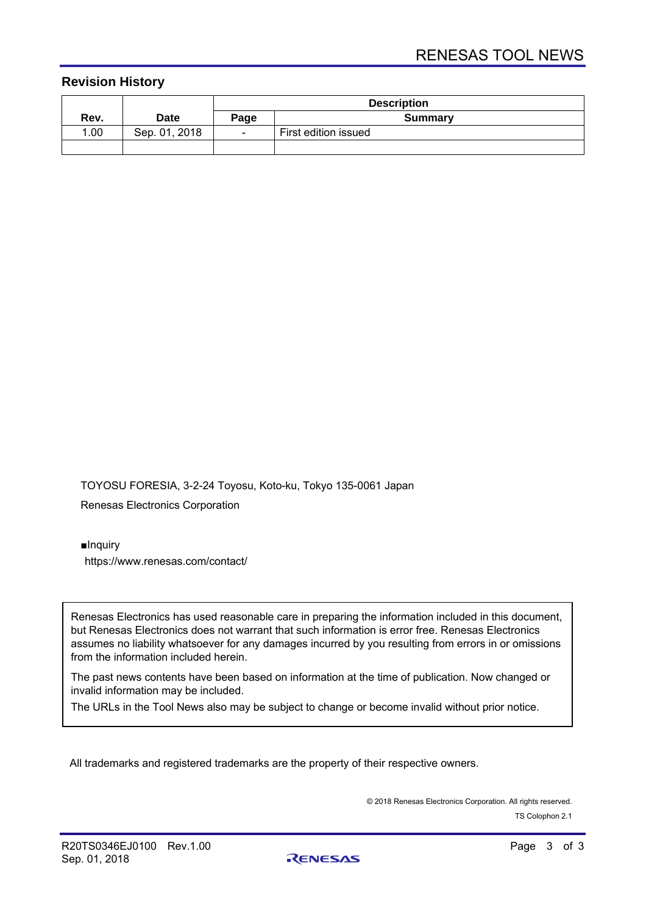## Revision History

| Rev. | Date | Description | |
|---|---|---|---|
| | | Page | Summary |
| 1.00 | Sep. 01, 2018 | - | First edition issued |
| | | | |

TOYOSU FORESIA, 3-2-24 Toyosu, Koto-ku, Tokyo 135-0061 Japan

Renesas Electronics Corporation

■Inquiry

https://www.renesas.com/contact/

Renesas Electronics has used reasonable care in preparing the information included in this document, but Renesas Electronics does not warrant that such information is error free. Renesas Electronics assumes no liability whatsoever for any damages incurred by you resulting from errors in or omissions from the information included herein.

The past news contents have been based on information at the time of publication. Now changed or invalid information may be included.

The URLs in the Tool News also may be subject to change or become invalid without prior notice.

All trademarks and registered trademarks are the property of their respective owners.

© 2018 Renesas Electronics Corporation. All rights reserved.

TS Colophon 2.1